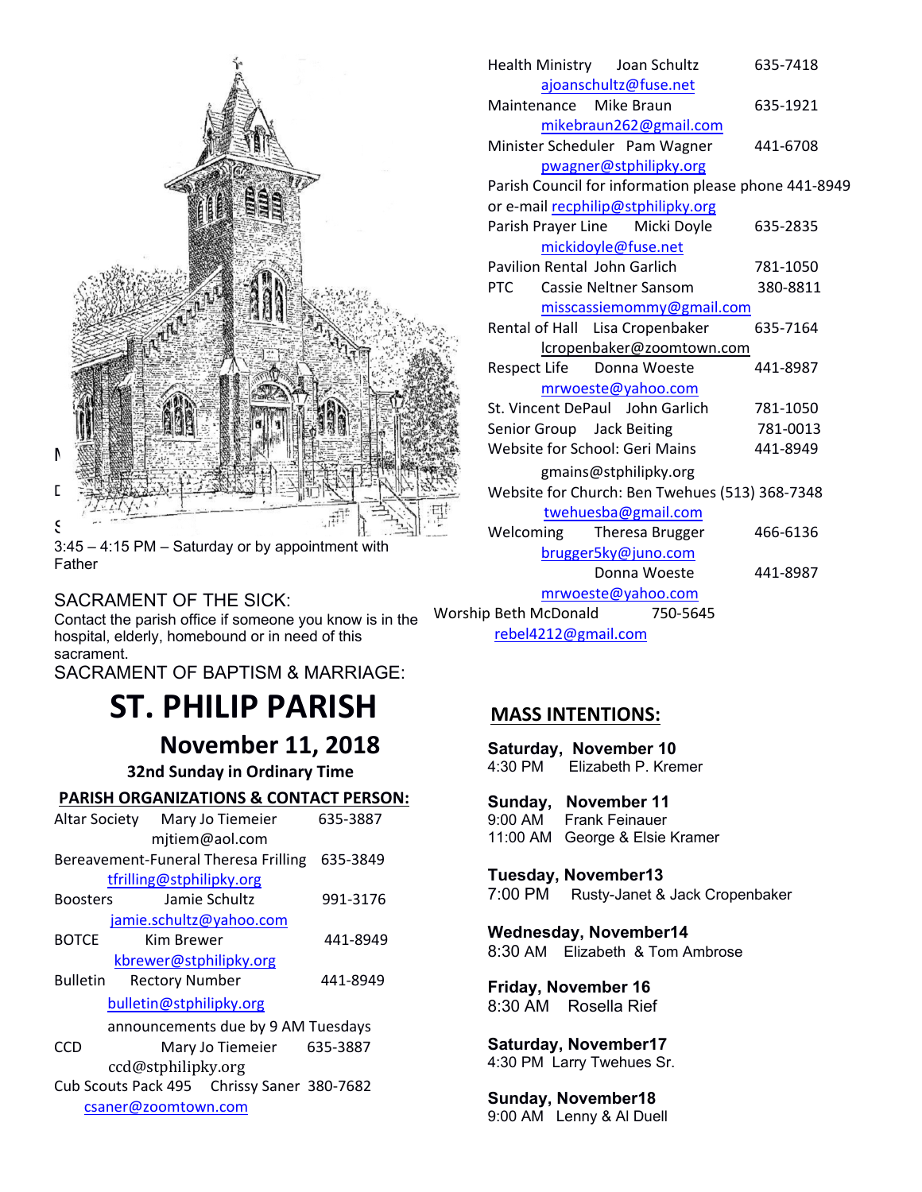3:45 – 4:15 PM – Saturday or by appointment with Father

SACRAMENT OF THE SICK:
Contact the parish office if someone you know is in the hospital, elderly, homebound or in need of this sacrament.

SACRAMENT OF BAPTISM & MARRIAGE:

# ST. PHILIP PARISH

## November 11, 2018

### 32nd Sunday in Ordinary Time

**PARISH ORGANIZATIONS & CONTACT PERSON:**

Altar Society  Mary Jo Tiemeier  635-3887
mjtiem@aol.com

Bereavement-Funeral Theresa Frilling  635-3849
tfrilling@stphilipky.org

Boosters  Jamie Schultz  991-3176
jamie.schultz@yahoo.com

BOTCE  Kim Brewer  441-8949
kbrewer@stphilipky.org

Bulletin  Rectory Number  441-8949
bulletin@stphilipky.org
announcements due by 9 AM Tuesdays

CCD  Mary Jo Tiemeier  635-3887
ccd@stphilipky.org

Cub Scouts Pack 495  Chrissy Saner  380-7682
csaner@zoomtown.com

Health Ministry  Joan Schultz  635-7418
ajoanschultz@fuse.net

Maintenance  Mike Braun  635-1921
mikebraun262@gmail.com

Minister Scheduler  Pam Wagner  441-6708
pwagner@stphilipky.org

Parish Council for information please phone 441-8949 or e-mail recphilip@stphilipky.org

Parish Prayer Line  Micki Doyle  635-2835
mickidoyle@fuse.net

Pavilion Rental John Garlich  781-1050

PTC  Cassie Neltner Sansom  380-8811
misscassiemommy@gmail.com

Rental of Hall  Lisa Cropenbaker  635-7164
lcropenbaker@zoomtown.com

Respect Life  Donna Woeste  441-8987
mrwoeste@yahoo.com

St. Vincent DePaul  John Garlich  781-1050

Senior Group  Jack Beiting  781-0013

Website for School: Geri Mains  441-8949
gmains@stphilipky.org

Website for Church: Ben Twehues (513) 368-7348
twehuesba@gmail.com

Welcoming  Theresa Brugger  466-6136
brugger5ky@juno.com
Donna Woeste  441-8987
mrwoeste@yahoo.com

Worship Beth McDonald  750-5645
rebel4212@gmail.com

## MASS INTENTIONS:

**Saturday, November 10**
4:30 PM  Elizabeth P. Kremer

**Sunday, November 11**
9:00 AM  Frank Feinauer
11:00 AM  George & Elsie Kramer

**Tuesday, November13**
7:00 PM  Rusty-Janet & Jack Cropenbaker

**Wednesday, November14**
8:30 AM  Elizabeth & Tom Ambrose

**Friday, November 16**
8:30 AM  Rosella Rief

**Saturday, November17**
4:30 PM  Larry Twehues Sr.

**Sunday, November18**
9:00 AM  Lenny & Al Duell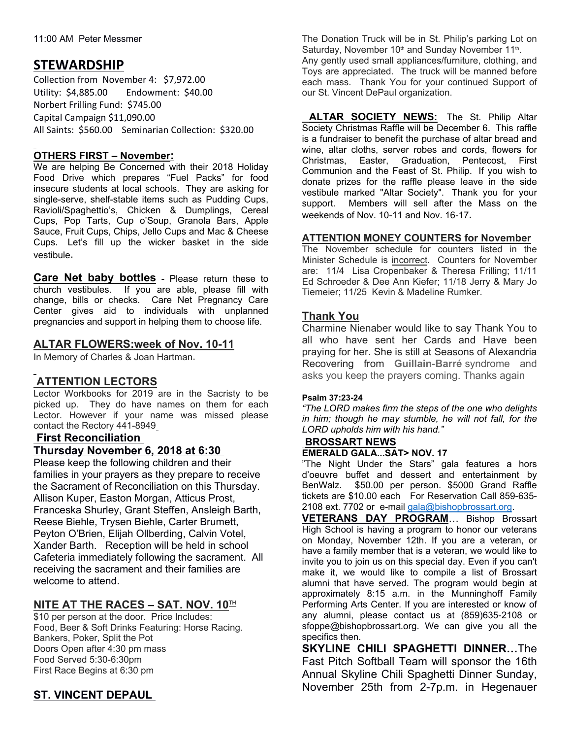11:00 AM Peter Messmer

## STEWARDSHIP

Collection from November 4: $7,972.00
Utility: $4,885.00 Endowment: $40.00
Norbert Frilling Fund: $745.00
Capital Campaign $11,090.00
All Saints: $560.00 Seminarian Collection: $320.00

## OTHERS FIRST – November:

We are helping Be Concerned with their 2018 Holiday Food Drive which prepares "Fuel Packs" for food insecure students at local schools. They are asking for single-serve, shelf-stable items such as Pudding Cups, Ravioli/Spaghettio's, Chicken & Dumplings, Cereal Cups, Pop Tarts, Cup o'Soup, Granola Bars, Apple Sauce, Fruit Cups, Chips, Jello Cups and Mac & Cheese Cups. Let's fill up the wicker basket in the side vestibule.

**Care Net baby bottles** - Please return these to church vestibules. If you are able, please fill with change, bills or checks. Care Net Pregnancy Care Center gives aid to individuals with unplanned pregnancies and support in helping them to choose life.

## ALTAR FLOWERS:week of Nov. 10-11

In Memory of Charles & Joan Hartman.

## ATTENTION LECTORS

Lector Workbooks for 2019 are in the Sacristy to be picked up. They do have names on them for each Lector. However if your name was missed please contact the Rectory 441-8949

## First Reconciliation
## Thursday November 6, 2018 at 6:30

Please keep the following children and their families in your prayers as they prepare to receive the Sacrament of Reconciliation on this Thursday. Allison Kuper, Easton Morgan, Atticus Prost, Franceska Shurley, Grant Steffen, Ansleigh Barth, Reese Biehle, Trysen Biehle, Carter Brumett, Peyton O'Brien, Elijah Ollberding, Calvin Votel, Xander Barth. Reception will be held in school Cafeteria immediately following the sacrament. All receiving the sacrament and their families are welcome to attend.

## NITE AT THE RACES – SAT. NOV. 10TH

$10 per person at the door. Price Includes:
Food, Beer & Soft Drinks Featuring: Horse Racing.
Bankers, Poker, Split the Pot
Doors Open after 4:30 pm mass
Food Served 5:30-6:30pm
First Race Begins at 6:30 pm

## ST. VINCENT DEPAUL

The Donation Truck will be in St. Philip's parking Lot on Saturday, November 10th and Sunday November 11th. Any gently used small appliances/furniture, clothing, and Toys are appreciated. The truck will be manned before each mass. Thank You for your continued Support of our St. Vincent DePaul organization.

**ALTAR SOCIETY NEWS:** The St. Philip Altar Society Christmas Raffle will be December 6. This raffle is a fundraiser to benefit the purchase of altar bread and wine, altar cloths, server robes and cords, flowers for Christmas, Easter, Graduation, Pentecost, First Communion and the Feast of St. Philip. If you wish to donate prizes for the raffle please leave in the side vestibule marked "Altar Society". Thank you for your support. Members will sell after the Mass on the weekends of Nov. 10-11 and Nov. 16-17.

## ATTENTION MONEY COUNTERS for November

The November schedule for counters listed in the Minister Schedule is incorrect. Counters for November are: 11/4 Lisa Cropenbaker & Theresa Frilling; 11/11 Ed Schroeder & Dee Ann Kiefer; 11/18 Jerry & Mary Jo Tiemeier; 11/25 Kevin & Madeline Rumker.

## Thank You

Charmine Nienaber would like to say Thank You to all who have sent her Cards and Have been praying for her. She is still at Seasons of Alexandria Recovering from **Guillain-Barré** syndrome and asks you keep the prayers coming. Thanks again

**Psalm 37:23-24**

*"The LORD makes firm the steps of the one who delights in him; though he may stumble, he will not fall, for the LORD upholds him with his hand."*

## BROSSART NEWS

**EMERALD GALA...SAT> NOV. 17**

"The Night Under the Stars" gala features a hors d'oeuvre buffet and dessert and entertainment by BenWalz. $50.00 per person. $5000 Grand Raffle tickets are $10.00 each For Reservation Call 859-635-2108 ext. 7702 or e-mail gala@bishopbrossart.org.

**VETERANS DAY PROGRAM**… Bishop Brossart High School is having a program to honor our veterans on Monday, November 12th. If you are a veteran, or have a family member that is a veteran, we would like to invite you to join us on this special day. Even if you can't make it, we would like to compile a list of Brossart alumni that have served. The program would begin at approximately 8:15 a.m. in the Munninghoff Family Performing Arts Center. If you are interested or know of any alumni, please contact us at (859)635-2108 or sfoppe@bishopbrossart.org. We can give you all the specifics then.

**SKYLINE CHILI SPAGHETTI DINNER…**The Fast Pitch Softball Team will sponsor the 16th Annual Skyline Chili Spaghetti Dinner Sunday, November 25th from 2-7p.m. in Hegenauer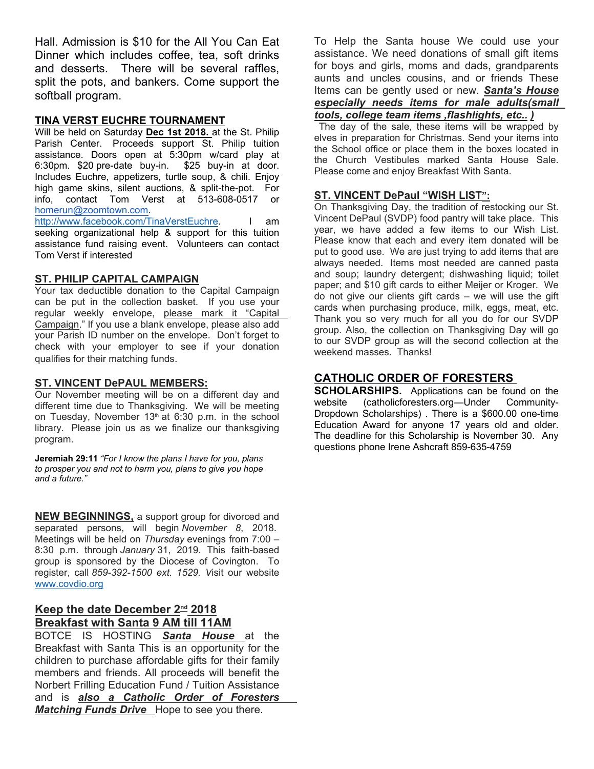Hall. Admission is $10 for the All You Can Eat Dinner which includes coffee, tea, soft drinks and desserts. There will be several raffles, split the pots, and bankers. Come support the softball program.

## TINA VERST EUCHRE TOURNAMENT

Will be held on Saturday **Dec 1st 2018.** at the St. Philip Parish Center. Proceeds support St. Philip tuition assistance. Doors open at 5:30pm w/card play at 6:30pm. $20 pre-date buy-in. $25 buy-in at door. Includes Euchre, appetizers, turtle soup, & chili. Enjoy high game skins, silent auctions, & split-the-pot. For info, contact Tom Verst at 513-608-0517 or homerun@zoomtown.com. http://www.facebook.com/TinaVerstEuchre. I am seeking organizational help & support for this tuition assistance fund raising event. Volunteers can contact Tom Verst if interested

## ST. PHILIP CAPITAL CAMPAIGN

Your tax deductible donation to the Capital Campaign can be put in the collection basket. If you use your regular weekly envelope, please mark it "Capital Campaign." If you use a blank envelope, please also add your Parish ID number on the envelope. Don't forget to check with your employer to see if your donation qualifies for their matching funds.

## ST. VINCENT DePAUL MEMBERS:

Our November meeting will be on a different day and different time due to Thanksgiving. We will be meeting on Tuesday, November 13th at 6:30 p.m. in the school library. Please join us as we finalize our thanksgiving program.

**Jeremiah 29:11** *"For I know the plans I have for you, plans to prosper you and not to harm you, plans to give you hope and a future."*

**NEW BEGINNINGS,** a support group for divorced and separated persons, will begin *November 8*, 2018. Meetings will be held on *Thursday* evenings from 7:00 – 8:30 p.m. through *January* 31, 2019. This faith-based group is sponsored by the Diocese of Covington. To register, call *859-392-1500 ext. 1529. V*isit our website www.covdio.org

## Keep the date December 2nd 2018
## Breakfast with Santa 9 AM till 11AM

BOTCE IS HOSTING ***Santa House*** at the Breakfast with Santa This is an opportunity for the children to purchase affordable gifts for their family members and friends. All proceeds will benefit the Norbert Frilling Education Fund / Tuition Assistance and is ***also a Catholic Order of Foresters Matching Funds Drive*** Hope to see you there.

To Help the Santa house We could use your assistance. We need donations of small gift items for boys and girls, moms and dads, grandparents aunts and uncles cousins, and or friends These Items can be gently used or new. ***Santa's House especially needs items for male adults(small tools, college team items ,flashlights, etc.. )***

The day of the sale, these items will be wrapped by elves in preparation for Christmas. Send your items into the School office or place them in the boxes located in the Church Vestibules marked Santa House Sale. Please come and enjoy Breakfast With Santa.

## ST. VINCENT DePaul "WISH LIST":

On Thanksgiving Day, the tradition of restocking our St. Vincent DePaul (SVDP) food pantry will take place. This year, we have added a few items to our Wish List. Please know that each and every item donated will be put to good use. We are just trying to add items that are always needed. Items most needed are canned pasta and soup; laundry detergent; dishwashing liquid; toilet paper; and $10 gift cards to either Meijer or Kroger. We do not give our clients gift cards – we will use the gift cards when purchasing produce, milk, eggs, meat, etc. Thank you so very much for all you do for our SVDP group. Also, the collection on Thanksgiving Day will go to our SVDP group as will the second collection at the weekend masses. Thanks!

## CATHOLIC ORDER OF FORESTERS

**SCHOLARSHIPS.** Applications can be found on the website (catholicforesters.org—Under Community-Dropdown Scholarships) . There is a $600.00 one-time Education Award for anyone 17 years old and older. The deadline for this Scholarship is November 30. Any questions phone Irene Ashcraft 859-635-4759